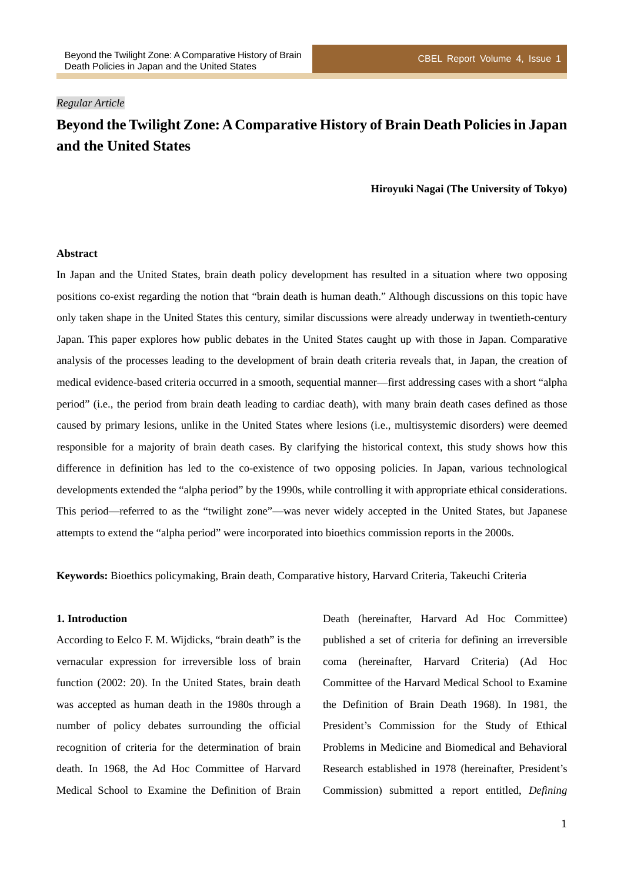*Regular Article*

# Beyond the Twilight Zone: A Comparative History of Brain Death Policies in Japan and the United States

**Hiroyuki Nagai (The University of Tokyo)**

### Abstract

In Japan and the United States, brain death policy development has resulted in a situation where two opposing positions co-exist regarding the notion that "brain death is human death." Although discussions on this topic have only taken shape in the United States this century, similar discussions were already underway in twentieth-century Japan. This paper explores how public debates in the United States caught up with those in Japan. Comparative analysis of the processes leading to the development of brain death criteria reveals that, in Japan, the creation of medical evidence-based criteria occurred in a smooth, sequential manner—first addressing cases with a short "alpha period" (i.e., the period from brain death leading to cardiac death), with many brain death cases defined as those caused by primary lesions, unlike in the United States where lesions (i.e., multisystemic disorders) were deemed responsible for a majority of brain death cases. By clarifying the historical context, this study shows how this difference in definition has led to the co-existence of two opposing policies. In Japan, various technological developments extended the "alpha period" by the 1990s, while controlling it with appropriate ethical considerations. This period—referred to as the "twilight zone"—was never widely accepted in the United States, but Japanese attempts to extend the "alpha period" were incorporated into bioethics commission reports in the 2000s.

**Keywords:** Bioethics policymaking, Brain death, Comparative history, Harvard Criteria, Takeuchi Criteria

### 1. Introduction

According to Eelco F. M. Wijdicks, "brain death" is the vernacular expression for irreversible loss of brain function (2002: 20). In the United States, brain death was accepted as human death in the 1980s through a number of policy debates surrounding the official recognition of criteria for the determination of brain death. In 1968, the Ad Hoc Committee of Harvard Medical School to Examine the Definition of Brain Death (hereinafter, Harvard Ad Hoc Committee) published a set of criteria for defining an irreversible coma (hereinafter, Harvard Criteria) (Ad Hoc Committee of the Harvard Medical School to Examine the Definition of Brain Death 1968). In 1981, the President's Commission for the Study of Ethical Problems in Medicine and Biomedical and Behavioral Research established in 1978 (hereinafter, President's Commission) submitted a report entitled, *Defining*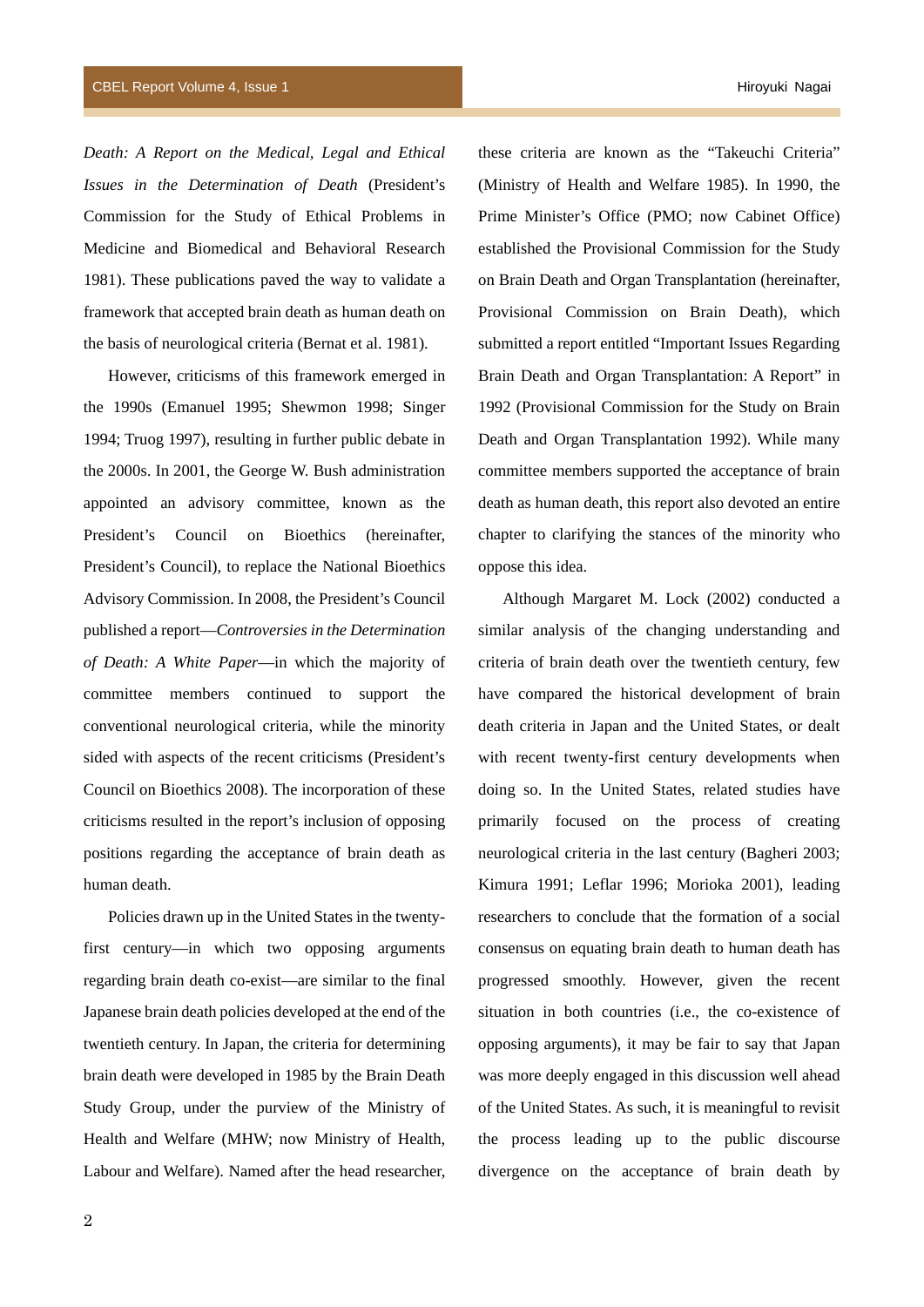*Death: A Report on the Medical, Legal and Ethical Issues in the Determination of Death* (President's Commission for the Study of Ethical Problems in Medicine and Biomedical and Behavioral Research 1981). These publications paved the way to validate a framework that accepted brain death as human death on the basis of neurological criteria (Bernat et al. 1981).

However, criticisms of this framework emerged in the 1990s (Emanuel 1995; Shewmon 1998; Singer 1994; Truog 1997), resulting in further public debate in the 2000s. In 2001, the George W. Bush administration appointed an advisory committee, known as the President's Council on Bioethics (hereinafter, President's Council), to replace the National Bioethics Advisory Commission. In 2008, the President's Council published a report—*Controversies in the Determination of Death: A White Paper*—in which the majority of committee members continued to support the conventional neurological criteria, while the minority sided with aspects of the recent criticisms (President's Council on Bioethics 2008). The incorporation of these criticisms resulted in the report's inclusion of opposing positions regarding the acceptance of brain death as human death.

Policies drawn up in the United States in the twenty-first century—in which two opposing arguments regarding brain death co-exist—are similar to the final Japanese brain death policies developed at the end of the twentieth century. In Japan, the criteria for determining brain death were developed in 1985 by the Brain Death Study Group, under the purview of the Ministry of Health and Welfare (MHW; now Ministry of Health, Labour and Welfare). Named after the head researcher, these criteria are known as the "Takeuchi Criteria" (Ministry of Health and Welfare 1985). In 1990, the Prime Minister's Office (PMO; now Cabinet Office) established the Provisional Commission for the Study on Brain Death and Organ Transplantation (hereinafter, Provisional Commission on Brain Death), which submitted a report entitled "Important Issues Regarding Brain Death and Organ Transplantation: A Report" in 1992 (Provisional Commission for the Study on Brain Death and Organ Transplantation 1992). While many committee members supported the acceptance of brain death as human death, this report also devoted an entire chapter to clarifying the stances of the minority who oppose this idea.

Although Margaret M. Lock (2002) conducted a similar analysis of the changing understanding and criteria of brain death over the twentieth century, few have compared the historical development of brain death criteria in Japan and the United States, or dealt with recent twenty-first century developments when doing so. In the United States, related studies have primarily focused on the process of creating neurological criteria in the last century (Bagheri 2003; Kimura 1991; Leflar 1996; Morioka 2001), leading researchers to conclude that the formation of a social consensus on equating brain death to human death has progressed smoothly. However, given the recent situation in both countries (i.e., the co-existence of opposing arguments), it may be fair to say that Japan was more deeply engaged in this discussion well ahead of the United States. As such, it is meaningful to revisit the process leading up to the public discourse divergence on the acceptance of brain death by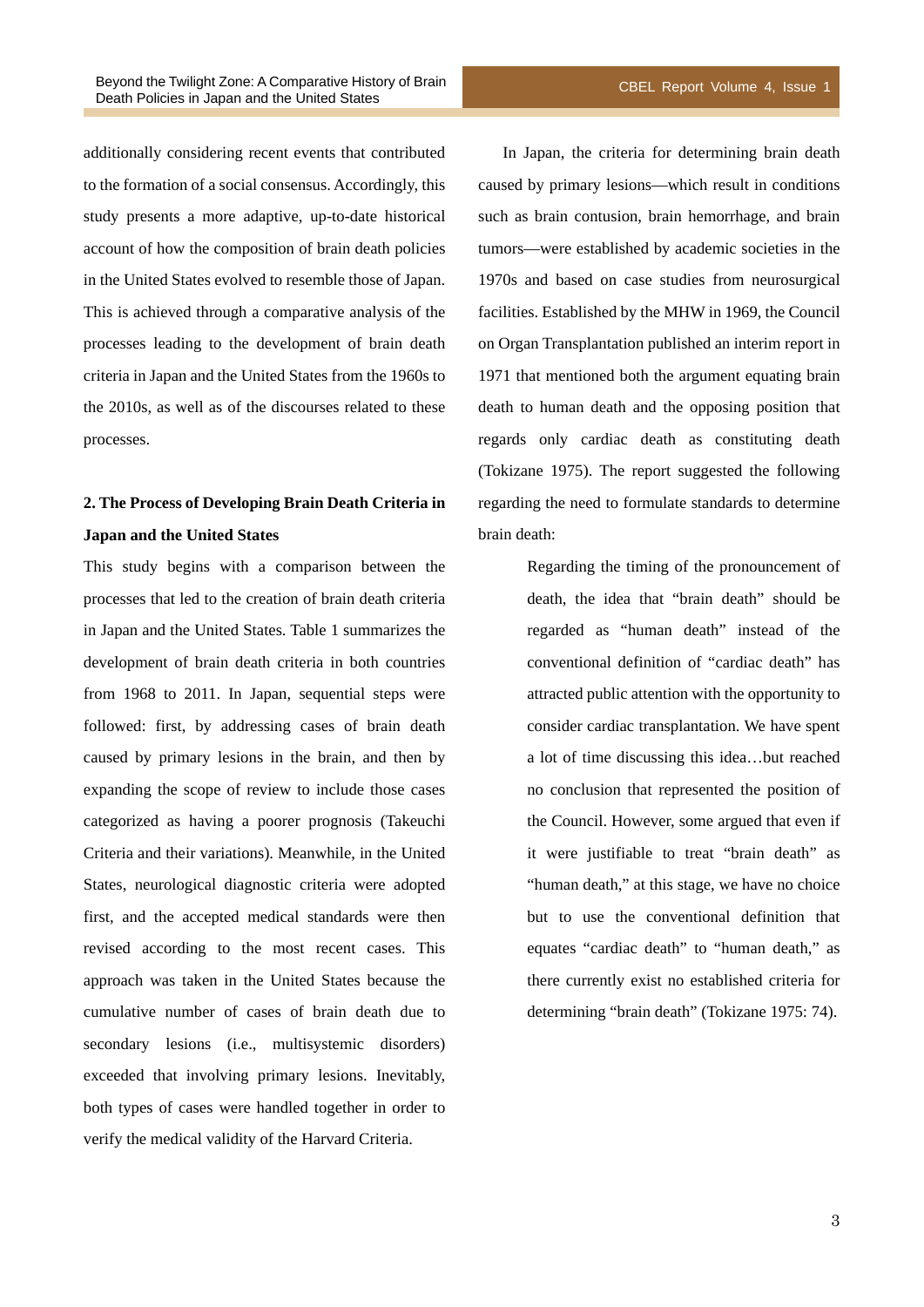additionally considering recent events that contributed to the formation of a social consensus. Accordingly, this study presents a more adaptive, up-to-date historical account of how the composition of brain death policies in the United States evolved to resemble those of Japan. This is achieved through a comparative analysis of the processes leading to the development of brain death criteria in Japan and the United States from the 1960s to the 2010s, as well as of the discourses related to these processes.

## 2. The Process of Developing Brain Death Criteria in Japan and the United States

This study begins with a comparison between the processes that led to the creation of brain death criteria in Japan and the United States. Table 1 summarizes the development of brain death criteria in both countries from 1968 to 2011. In Japan, sequential steps were followed: first, by addressing cases of brain death caused by primary lesions in the brain, and then by expanding the scope of review to include those cases categorized as having a poorer prognosis (Takeuchi Criteria and their variations). Meanwhile, in the United States, neurological diagnostic criteria were adopted first, and the accepted medical standards were then revised according to the most recent cases. This approach was taken in the United States because the cumulative number of cases of brain death due to secondary lesions (i.e., multisystemic disorders) exceeded that involving primary lesions. Inevitably, both types of cases were handled together in order to verify the medical validity of the Harvard Criteria.

In Japan, the criteria for determining brain death caused by primary lesions—which result in conditions such as brain contusion, brain hemorrhage, and brain tumors—were established by academic societies in the 1970s and based on case studies from neurosurgical facilities. Established by the MHW in 1969, the Council on Organ Transplantation published an interim report in 1971 that mentioned both the argument equating brain death to human death and the opposing position that regards only cardiac death as constituting death (Tokizane 1975). The report suggested the following regarding the need to formulate standards to determine brain death:

> Regarding the timing of the pronouncement of death, the idea that "brain death" should be regarded as "human death" instead of the conventional definition of "cardiac death" has attracted public attention with the opportunity to consider cardiac transplantation. We have spent a lot of time discussing this idea…but reached no conclusion that represented the position of the Council. However, some argued that even if it were justifiable to treat "brain death" as "human death," at this stage, we have no choice but to use the conventional definition that equates "cardiac death" to "human death," as there currently exist no established criteria for determining "brain death" (Tokizane 1975: 74).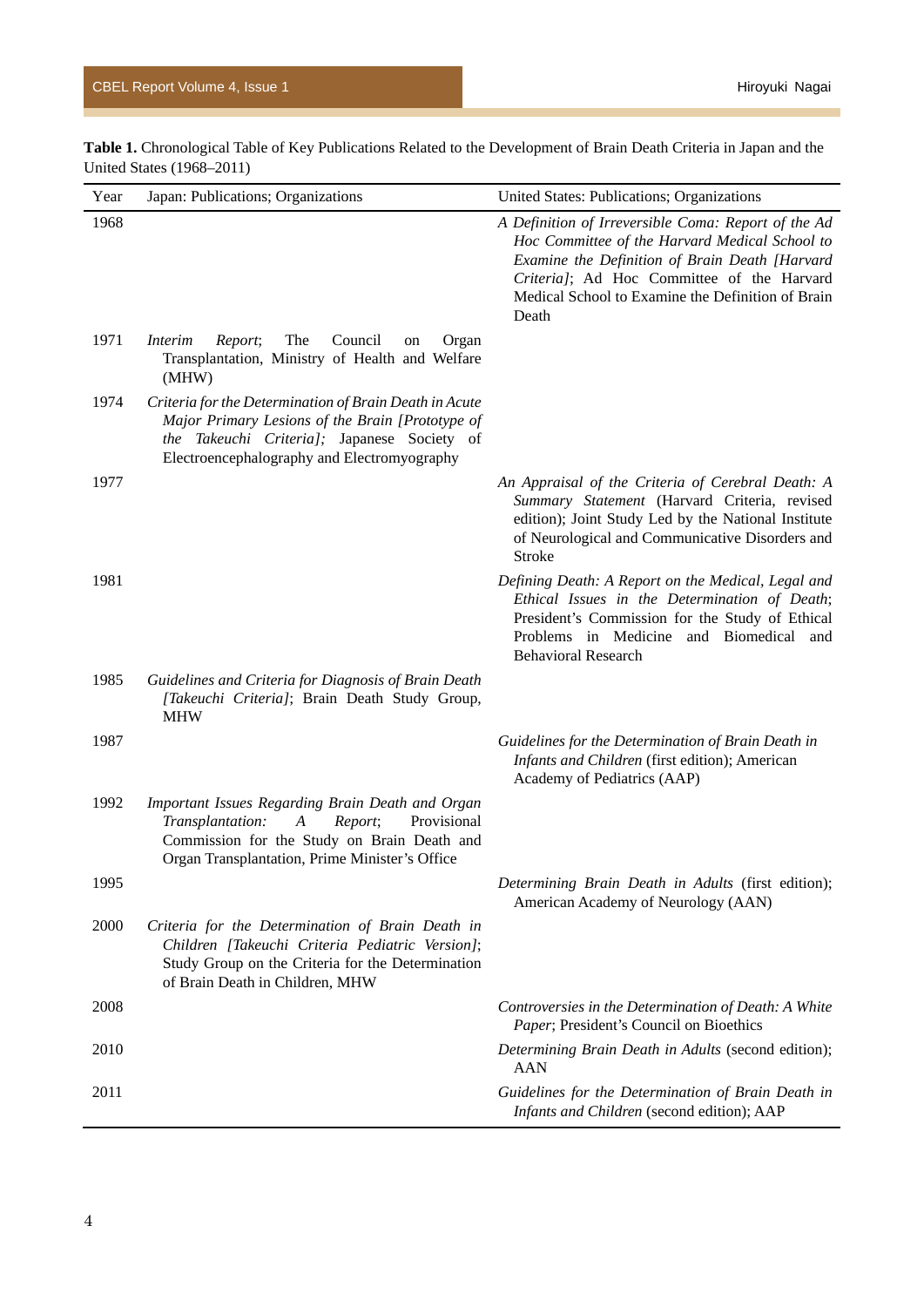**Table 1.** Chronological Table of Key Publications Related to the Development of Brain Death Criteria in Japan and the United States (1968–2011)

| Year | Japan: Publications; Organizations | United States: Publications; Organizations |
|---|---|---|
| 1968 | | *A Definition of Irreversible Coma: Report of the Ad Hoc Committee of the Harvard Medical School to Examine the Definition of Brain Death [Harvard Criteria]*; Ad Hoc Committee of the Harvard Medical School to Examine the Definition of Brain Death |
| 1971 | *Interim Report*; The Council on Organ Transplantation, Ministry of Health and Welfare (MHW) | |
| 1974 | *Criteria for the Determination of Brain Death in Acute Major Primary Lesions of the Brain [Prototype of the Takeuchi Criteria]*; Japanese Society of Electroencephalography and Electromyography | |
| 1977 | | *An Appraisal of the Criteria of Cerebral Death: A Summary Statement* (Harvard Criteria, revised edition); Joint Study Led by the National Institute of Neurological and Communicative Disorders and Stroke |
| 1981 | | *Defining Death: A Report on the Medical, Legal and Ethical Issues in the Determination of Death*; President's Commission for the Study of Ethical Problems in Medicine and Biomedical and Behavioral Research |
| 1985 | *Guidelines and Criteria for Diagnosis of Brain Death [Takeuchi Criteria]*; Brain Death Study Group, MHW | |
| 1987 | | *Guidelines for the Determination of Brain Death in Infants and Children* (first edition); American Academy of Pediatrics (AAP) |
| 1992 | *Important Issues Regarding Brain Death and Organ Transplantation: A Report*; Provisional Commission for the Study on Brain Death and Organ Transplantation, Prime Minister's Office | |
| 1995 | | *Determining Brain Death in Adults* (first edition); American Academy of Neurology (AAN) |
| 2000 | *Criteria for the Determination of Brain Death in Children [Takeuchi Criteria Pediatric Version]*; Study Group on the Criteria for the Determination of Brain Death in Children, MHW | |
| 2008 | | *Controversies in the Determination of Death: A White Paper*; President's Council on Bioethics |
| 2010 | | *Determining Brain Death in Adults* (second edition); AAN |
| 2011 | | *Guidelines for the Determination of Brain Death in Infants and Children* (second edition); AAP |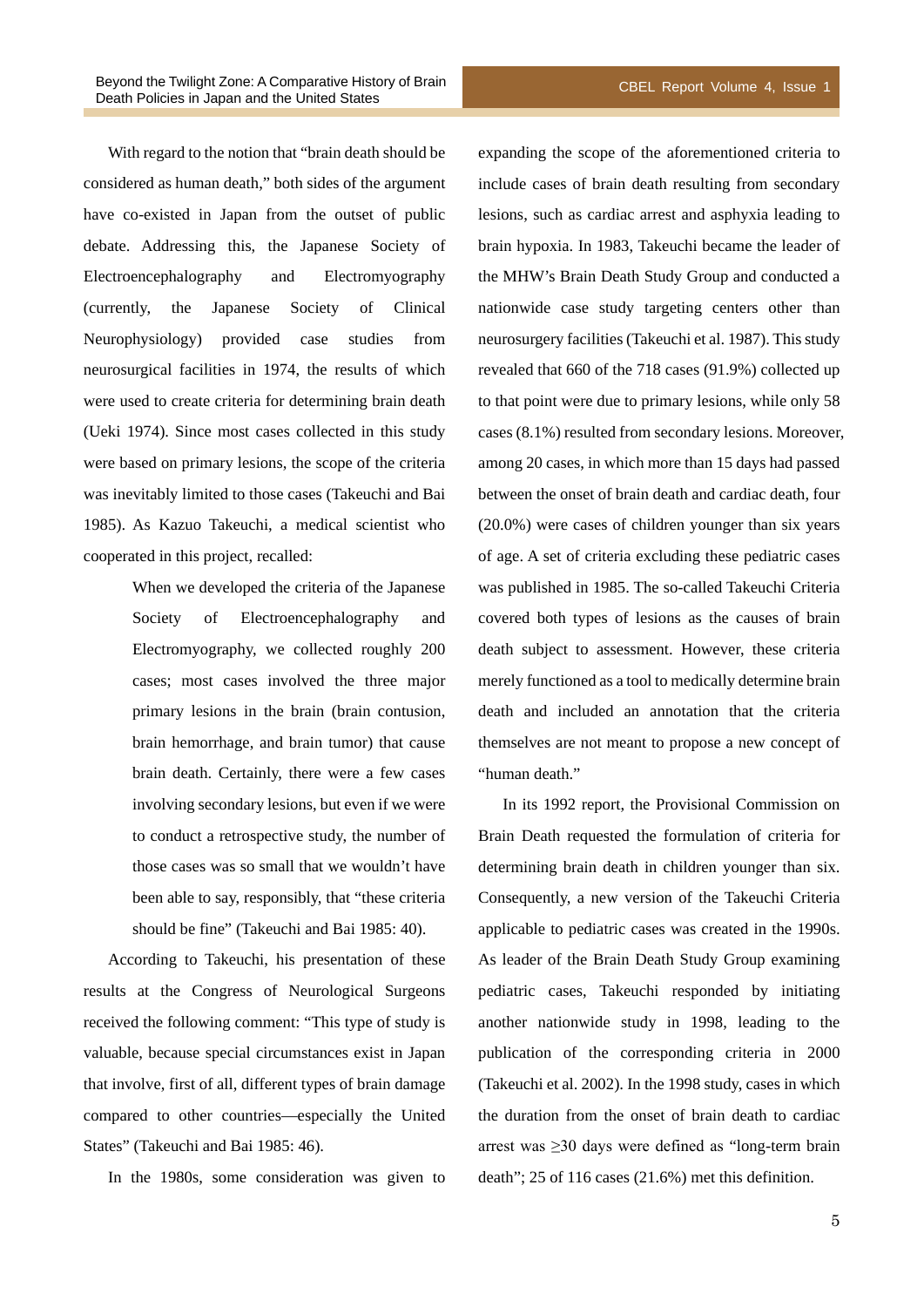With regard to the notion that "brain death should be considered as human death," both sides of the argument have co-existed in Japan from the outset of public debate. Addressing this, the Japanese Society of Electroencephalography and Electromyography (currently, the Japanese Society of Clinical Neurophysiology) provided case studies from neurosurgical facilities in 1974, the results of which were used to create criteria for determining brain death (Ueki 1974). Since most cases collected in this study were based on primary lesions, the scope of the criteria was inevitably limited to those cases (Takeuchi and Bai 1985). As Kazuo Takeuchi, a medical scientist who cooperated in this project, recalled:

> When we developed the criteria of the Japanese Society of Electroencephalography and Electromyography, we collected roughly 200 cases; most cases involved the three major primary lesions in the brain (brain contusion, brain hemorrhage, and brain tumor) that cause brain death. Certainly, there were a few cases involving secondary lesions, but even if we were to conduct a retrospective study, the number of those cases was so small that we wouldn't have been able to say, responsibly, that "these criteria should be fine" (Takeuchi and Bai 1985: 40).

According to Takeuchi, his presentation of these results at the Congress of Neurological Surgeons received the following comment: "This type of study is valuable, because special circumstances exist in Japan that involve, first of all, different types of brain damage compared to other countries—especially the United States" (Takeuchi and Bai 1985: 46).

In the 1980s, some consideration was given to expanding the scope of the aforementioned criteria to include cases of brain death resulting from secondary lesions, such as cardiac arrest and asphyxia leading to brain hypoxia. In 1983, Takeuchi became the leader of the MHW's Brain Death Study Group and conducted a nationwide case study targeting centers other than neurosurgery facilities (Takeuchi et al. 1987). This study revealed that 660 of the 718 cases (91.9%) collected up to that point were due to primary lesions, while only 58 cases (8.1%) resulted from secondary lesions. Moreover, among 20 cases, in which more than 15 days had passed between the onset of brain death and cardiac death, four (20.0%) were cases of children younger than six years of age. A set of criteria excluding these pediatric cases was published in 1985. The so-called Takeuchi Criteria covered both types of lesions as the causes of brain death subject to assessment. However, these criteria merely functioned as a tool to medically determine brain death and included an annotation that the criteria themselves are not meant to propose a new concept of "human death."

In its 1992 report, the Provisional Commission on Brain Death requested the formulation of criteria for determining brain death in children younger than six. Consequently, a new version of the Takeuchi Criteria applicable to pediatric cases was created in the 1990s. As leader of the Brain Death Study Group examining pediatric cases, Takeuchi responded by initiating another nationwide study in 1998, leading to the publication of the corresponding criteria in 2000 (Takeuchi et al. 2002). In the 1998 study, cases in which the duration from the onset of brain death to cardiac arrest was ≥30 days were defined as "long-term brain death"; 25 of 116 cases (21.6%) met this definition.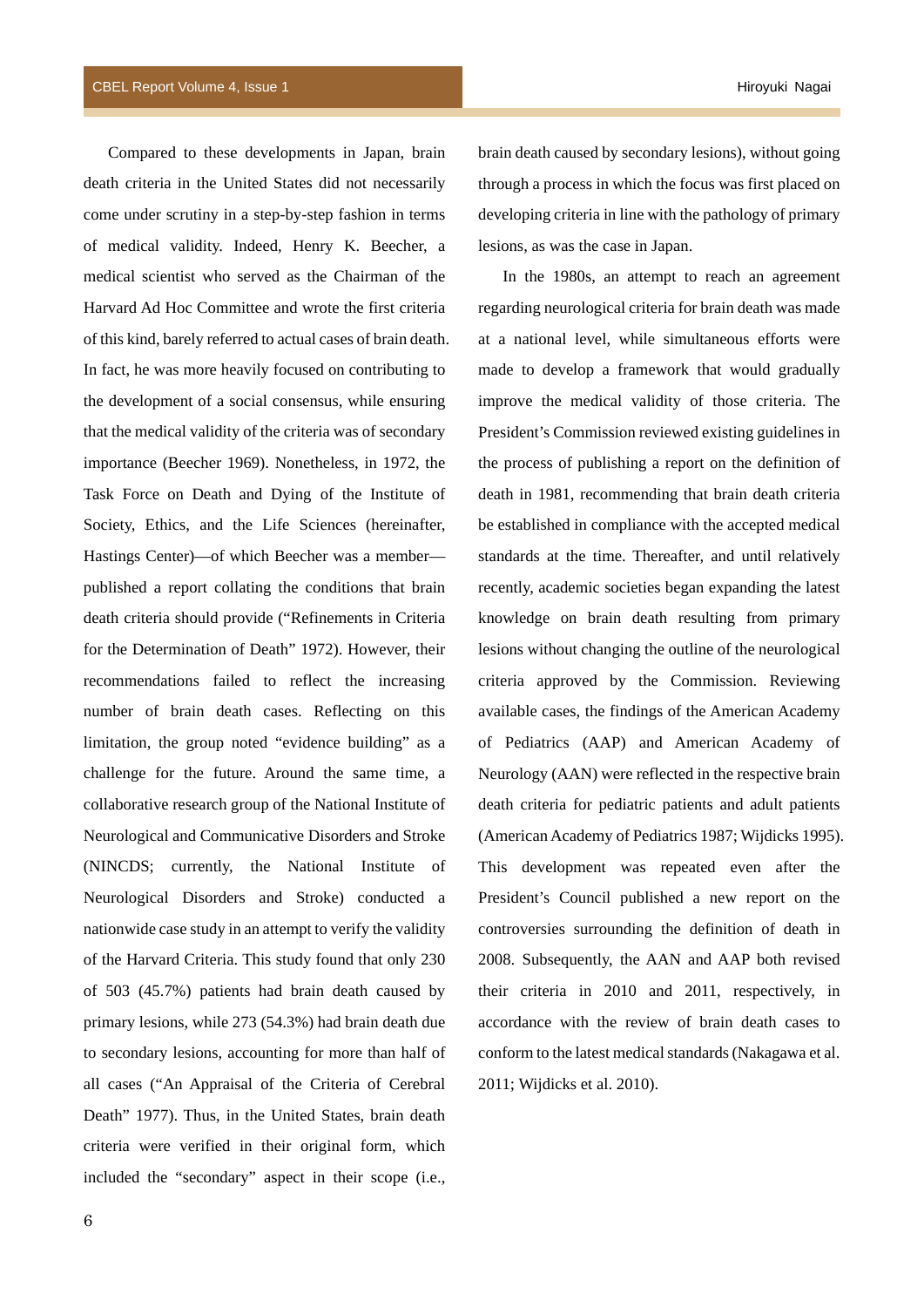Compared to these developments in Japan, brain death criteria in the United States did not necessarily come under scrutiny in a step-by-step fashion in terms of medical validity. Indeed, Henry K. Beecher, a medical scientist who served as the Chairman of the Harvard Ad Hoc Committee and wrote the first criteria of this kind, barely referred to actual cases of brain death. In fact, he was more heavily focused on contributing to the development of a social consensus, while ensuring that the medical validity of the criteria was of secondary importance (Beecher 1969). Nonetheless, in 1972, the Task Force on Death and Dying of the Institute of Society, Ethics, and the Life Sciences (hereinafter, Hastings Center)—of which Beecher was a member—published a report collating the conditions that brain death criteria should provide ("Refinements in Criteria for the Determination of Death" 1972). However, their recommendations failed to reflect the increasing number of brain death cases. Reflecting on this limitation, the group noted "evidence building" as a challenge for the future. Around the same time, a collaborative research group of the National Institute of Neurological and Communicative Disorders and Stroke (NINCDS; currently, the National Institute of Neurological Disorders and Stroke) conducted a nationwide case study in an attempt to verify the validity of the Harvard Criteria. This study found that only 230 of 503 (45.7%) patients had brain death caused by primary lesions, while 273 (54.3%) had brain death due to secondary lesions, accounting for more than half of all cases ("An Appraisal of the Criteria of Cerebral Death" 1977). Thus, in the United States, brain death criteria were verified in their original form, which included the "secondary" aspect in their scope (i.e., brain death caused by secondary lesions), without going through a process in which the focus was first placed on developing criteria in line with the pathology of primary lesions, as was the case in Japan.

In the 1980s, an attempt to reach an agreement regarding neurological criteria for brain death was made at a national level, while simultaneous efforts were made to develop a framework that would gradually improve the medical validity of those criteria. The President's Commission reviewed existing guidelines in the process of publishing a report on the definition of death in 1981, recommending that brain death criteria be established in compliance with the accepted medical standards at the time. Thereafter, and until relatively recently, academic societies began expanding the latest knowledge on brain death resulting from primary lesions without changing the outline of the neurological criteria approved by the Commission. Reviewing available cases, the findings of the American Academy of Pediatrics (AAP) and American Academy of Neurology (AAN) were reflected in the respective brain death criteria for pediatric patients and adult patients (American Academy of Pediatrics 1987; Wijdicks 1995). This development was repeated even after the President's Council published a new report on the controversies surrounding the definition of death in 2008. Subsequently, the AAN and AAP both revised their criteria in 2010 and 2011, respectively, in accordance with the review of brain death cases to conform to the latest medical standards (Nakagawa et al. 2011; Wijdicks et al. 2010).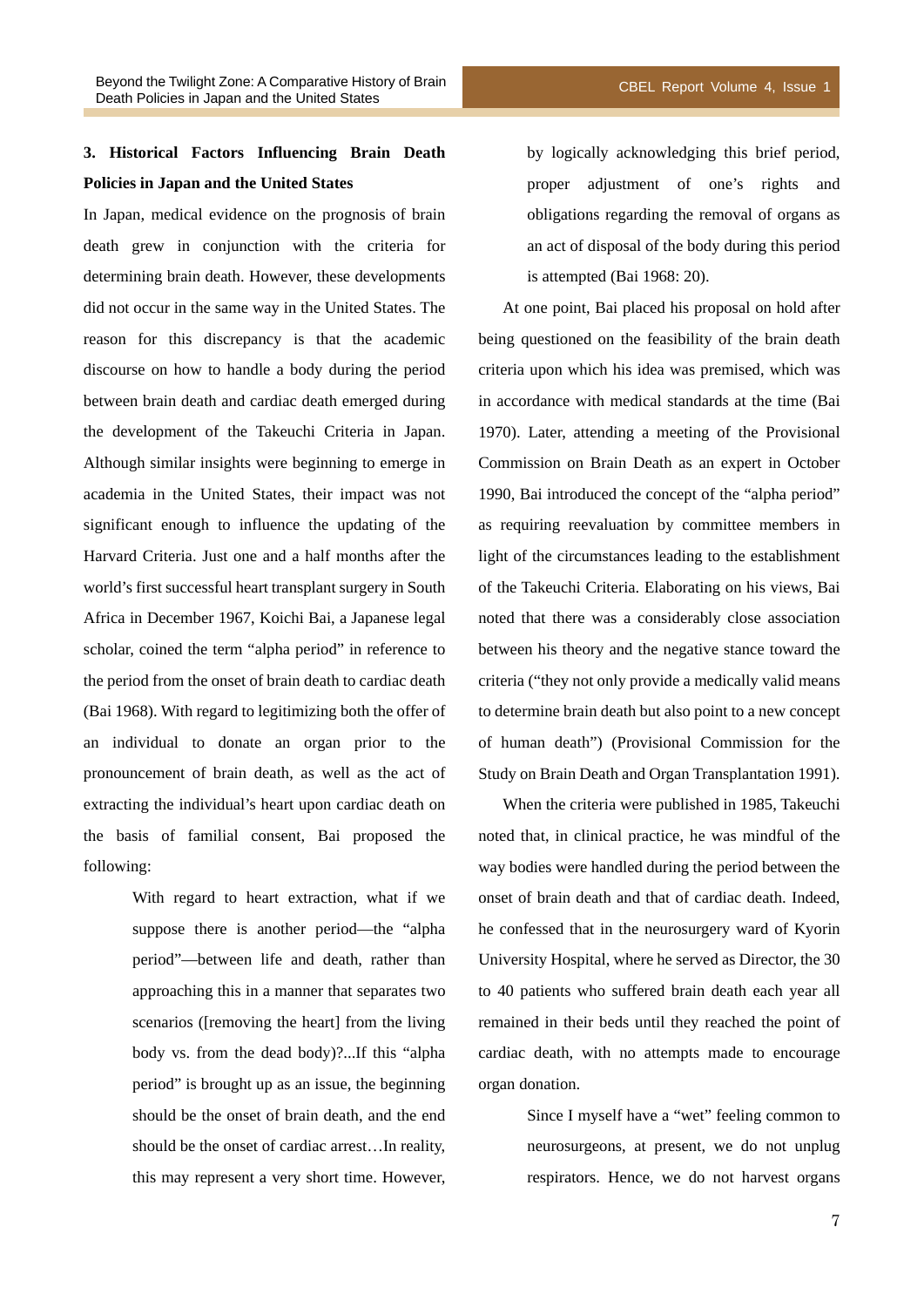## 3. Historical Factors Influencing Brain Death Policies in Japan and the United States

In Japan, medical evidence on the prognosis of brain death grew in conjunction with the criteria for determining brain death. However, these developments did not occur in the same way in the United States. The reason for this discrepancy is that the academic discourse on how to handle a body during the period between brain death and cardiac death emerged during the development of the Takeuchi Criteria in Japan. Although similar insights were beginning to emerge in academia in the United States, their impact was not significant enough to influence the updating of the Harvard Criteria. Just one and a half months after the world's first successful heart transplant surgery in South Africa in December 1967, Koichi Bai, a Japanese legal scholar, coined the term "alpha period" in reference to the period from the onset of brain death to cardiac death (Bai 1968). With regard to legitimizing both the offer of an individual to donate an organ prior to the pronouncement of brain death, as well as the act of extracting the individual's heart upon cardiac death on the basis of familial consent, Bai proposed the following:

> With regard to heart extraction, what if we suppose there is another period—the "alpha period"—between life and death, rather than approaching this in a manner that separates two scenarios ([removing the heart] from the living body vs. from the dead body)?...If this "alpha period" is brought up as an issue, the beginning should be the onset of brain death, and the end should be the onset of cardiac arrest…In reality, this may represent a very short time. However, by logically acknowledging this brief period, proper adjustment of one's rights and obligations regarding the removal of organs as an act of disposal of the body during this period is attempted (Bai 1968: 20).

At one point, Bai placed his proposal on hold after being questioned on the feasibility of the brain death criteria upon which his idea was premised, which was in accordance with medical standards at the time (Bai 1970). Later, attending a meeting of the Provisional Commission on Brain Death as an expert in October 1990, Bai introduced the concept of the "alpha period" as requiring reevaluation by committee members in light of the circumstances leading to the establishment of the Takeuchi Criteria. Elaborating on his views, Bai noted that there was a considerably close association between his theory and the negative stance toward the criteria ("they not only provide a medically valid means to determine brain death but also point to a new concept of human death") (Provisional Commission for the Study on Brain Death and Organ Transplantation 1991).

When the criteria were published in 1985, Takeuchi noted that, in clinical practice, he was mindful of the way bodies were handled during the period between the onset of brain death and that of cardiac death. Indeed, he confessed that in the neurosurgery ward of Kyorin University Hospital, where he served as Director, the 30 to 40 patients who suffered brain death each year all remained in their beds until they reached the point of cardiac death, with no attempts made to encourage organ donation.

> Since I myself have a "wet" feeling common to neurosurgeons, at present, we do not unplug respirators. Hence, we do not harvest organs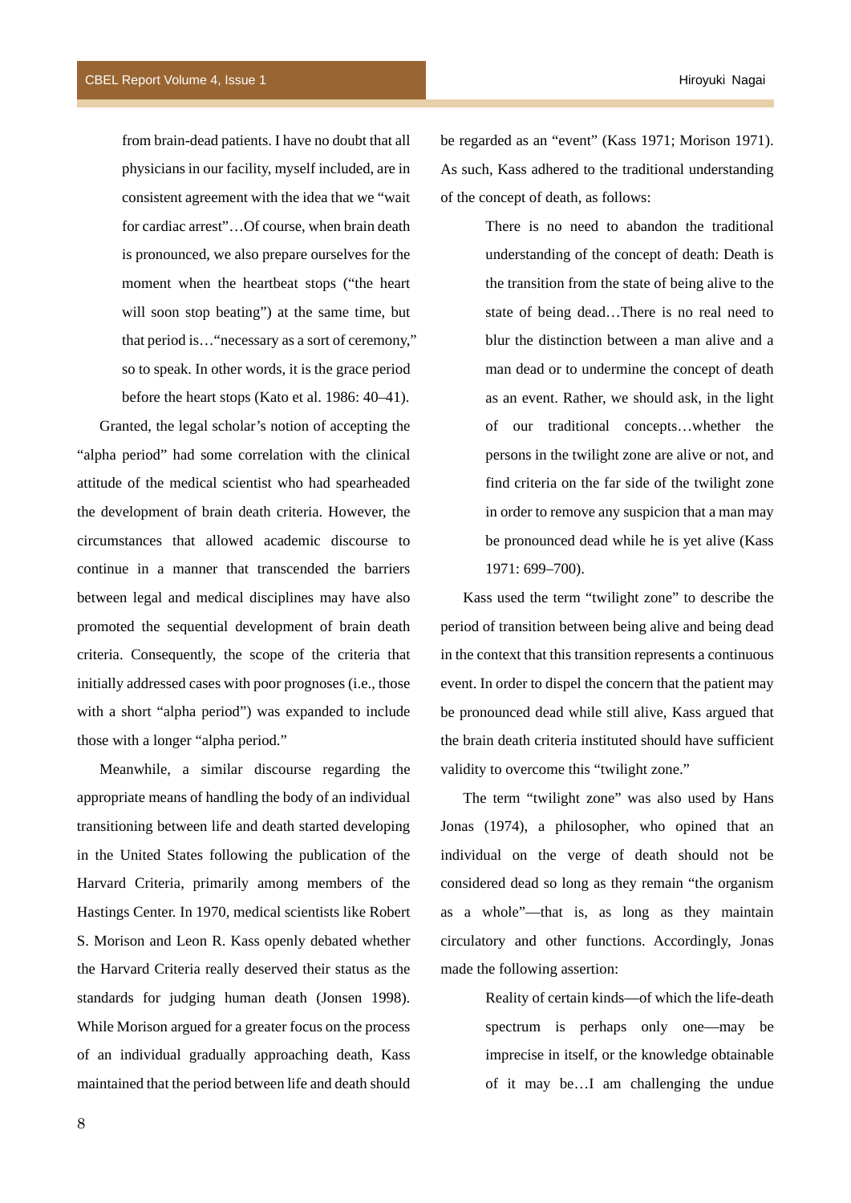> from brain-dead patients. I have no doubt that all physicians in our facility, myself included, are in consistent agreement with the idea that we "wait for cardiac arrest"…Of course, when brain death is pronounced, we also prepare ourselves for the moment when the heartbeat stops ("the heart will soon stop beating") at the same time, but that period is…"necessary as a sort of ceremony," so to speak. In other words, it is the grace period before the heart stops (Kato et al. 1986: 40–41).

Granted, the legal scholar's notion of accepting the "alpha period" had some correlation with the clinical attitude of the medical scientist who had spearheaded the development of brain death criteria. However, the circumstances that allowed academic discourse to continue in a manner that transcended the barriers between legal and medical disciplines may have also promoted the sequential development of brain death criteria. Consequently, the scope of the criteria that initially addressed cases with poor prognoses (i.e., those with a short "alpha period") was expanded to include those with a longer "alpha period."

Meanwhile, a similar discourse regarding the appropriate means of handling the body of an individual transitioning between life and death started developing in the United States following the publication of the Harvard Criteria, primarily among members of the Hastings Center. In 1970, medical scientists like Robert S. Morison and Leon R. Kass openly debated whether the Harvard Criteria really deserved their status as the standards for judging human death (Jonsen 1998). While Morison argued for a greater focus on the process of an individual gradually approaching death, Kass maintained that the period between life and death should be regarded as an "event" (Kass 1971; Morison 1971). As such, Kass adhered to the traditional understanding of the concept of death, as follows:

> There is no need to abandon the traditional understanding of the concept of death: Death is the transition from the state of being alive to the state of being dead…There is no real need to blur the distinction between a man alive and a man dead or to undermine the concept of death as an event. Rather, we should ask, in the light of our traditional concepts…whether the persons in the twilight zone are alive or not, and find criteria on the far side of the twilight zone in order to remove any suspicion that a man may be pronounced dead while he is yet alive (Kass 1971: 699–700).

Kass used the term "twilight zone" to describe the period of transition between being alive and being dead in the context that this transition represents a continuous event. In order to dispel the concern that the patient may be pronounced dead while still alive, Kass argued that the brain death criteria instituted should have sufficient validity to overcome this "twilight zone."

The term "twilight zone" was also used by Hans Jonas (1974), a philosopher, who opined that an individual on the verge of death should not be considered dead so long as they remain "the organism as a whole"—that is, as long as they maintain circulatory and other functions. Accordingly, Jonas made the following assertion:

> Reality of certain kinds—of which the life-death spectrum is perhaps only one—may be imprecise in itself, or the knowledge obtainable of it may be…I am challenging the undue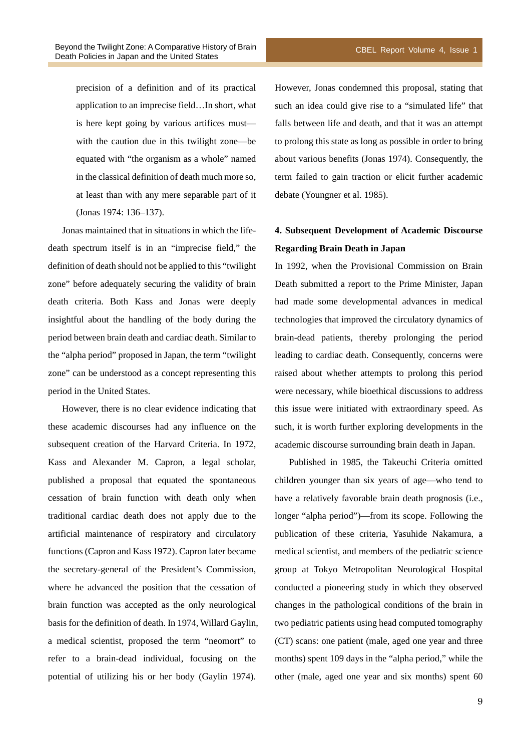precision of a definition and of its practical application to an imprecise field…In short, what is here kept going by various artifices must—with the caution due in this twilight zone—be equated with "the organism as a whole" named in the classical definition of death much more so, at least than with any mere separable part of it (Jonas 1974: 136–137).

Jonas maintained that in situations in which the life-death spectrum itself is in an "imprecise field," the definition of death should not be applied to this "twilight zone" before adequately securing the validity of brain death criteria. Both Kass and Jonas were deeply insightful about the handling of the body during the period between brain death and cardiac death. Similar to the "alpha period" proposed in Japan, the term "twilight zone" can be understood as a concept representing this period in the United States.

However, there is no clear evidence indicating that these academic discourses had any influence on the subsequent creation of the Harvard Criteria. In 1972, Kass and Alexander M. Capron, a legal scholar, published a proposal that equated the spontaneous cessation of brain function with death only when traditional cardiac death does not apply due to the artificial maintenance of respiratory and circulatory functions (Capron and Kass 1972). Capron later became the secretary-general of the President's Commission, where he advanced the position that the cessation of brain function was accepted as the only neurological basis for the definition of death. In 1974, Willard Gaylin, a medical scientist, proposed the term "neomort" to refer to a brain-dead individual, focusing on the potential of utilizing his or her body (Gaylin 1974). However, Jonas condemned this proposal, stating that such an idea could give rise to a "simulated life" that falls between life and death, and that it was an attempt to prolong this state as long as possible in order to bring about various benefits (Jonas 1974). Consequently, the term failed to gain traction or elicit further academic debate (Youngner et al. 1985).

## 4. Subsequent Development of Academic Discourse Regarding Brain Death in Japan

In 1992, when the Provisional Commission on Brain Death submitted a report to the Prime Minister, Japan had made some developmental advances in medical technologies that improved the circulatory dynamics of brain-dead patients, thereby prolonging the period leading to cardiac death. Consequently, concerns were raised about whether attempts to prolong this period were necessary, while bioethical discussions to address this issue were initiated with extraordinary speed. As such, it is worth further exploring developments in the academic discourse surrounding brain death in Japan.

Published in 1985, the Takeuchi Criteria omitted children younger than six years of age—who tend to have a relatively favorable brain death prognosis (i.e., longer "alpha period")—from its scope. Following the publication of these criteria, Yasuhide Nakamura, a medical scientist, and members of the pediatric science group at Tokyo Metropolitan Neurological Hospital conducted a pioneering study in which they observed changes in the pathological conditions of the brain in two pediatric patients using head computed tomography (CT) scans: one patient (male, aged one year and three months) spent 109 days in the "alpha period," while the other (male, aged one year and six months) spent 60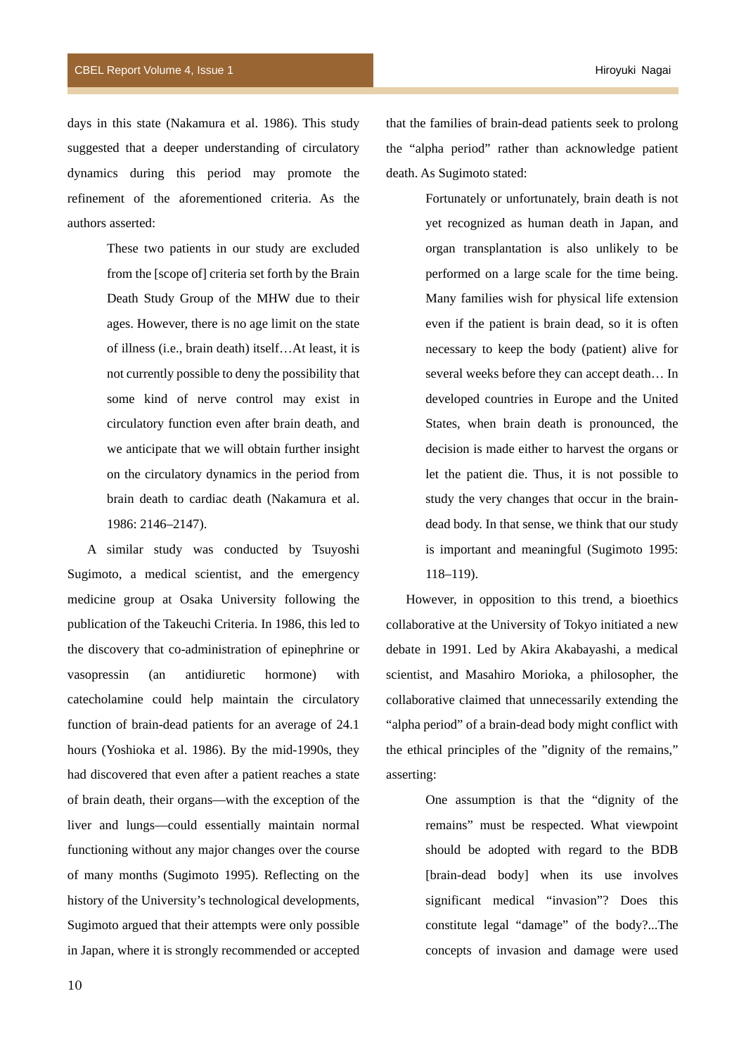days in this state (Nakamura et al. 1986). This study suggested that a deeper understanding of circulatory dynamics during this period may promote the refinement of the aforementioned criteria. As the authors asserted:

> These two patients in our study are excluded from the [scope of] criteria set forth by the Brain Death Study Group of the MHW due to their ages. However, there is no age limit on the state of illness (i.e., brain death) itself…At least, it is not currently possible to deny the possibility that some kind of nerve control may exist in circulatory function even after brain death, and we anticipate that we will obtain further insight on the circulatory dynamics in the period from brain death to cardiac death (Nakamura et al. 1986: 2146–2147).

A similar study was conducted by Tsuyoshi Sugimoto, a medical scientist, and the emergency medicine group at Osaka University following the publication of the Takeuchi Criteria. In 1986, this led to the discovery that co-administration of epinephrine or vasopressin (an antidiuretic hormone) with catecholamine could help maintain the circulatory function of brain-dead patients for an average of 24.1 hours (Yoshioka et al. 1986). By the mid-1990s, they had discovered that even after a patient reaches a state of brain death, their organs—with the exception of the liver and lungs—could essentially maintain normal functioning without any major changes over the course of many months (Sugimoto 1995). Reflecting on the history of the University's technological developments, Sugimoto argued that their attempts were only possible in Japan, where it is strongly recommended or accepted that the families of brain-dead patients seek to prolong the "alpha period" rather than acknowledge patient death. As Sugimoto stated:

> Fortunately or unfortunately, brain death is not yet recognized as human death in Japan, and organ transplantation is also unlikely to be performed on a large scale for the time being. Many families wish for physical life extension even if the patient is brain dead, so it is often necessary to keep the body (patient) alive for several weeks before they can accept death… In developed countries in Europe and the United States, when brain death is pronounced, the decision is made either to harvest the organs or let the patient die. Thus, it is not possible to study the very changes that occur in the brain-dead body. In that sense, we think that our study is important and meaningful (Sugimoto 1995: 118–119).

However, in opposition to this trend, a bioethics collaborative at the University of Tokyo initiated a new debate in 1991. Led by Akira Akabayashi, a medical scientist, and Masahiro Morioka, a philosopher, the collaborative claimed that unnecessarily extending the "alpha period" of a brain-dead body might conflict with the ethical principles of the "dignity of the remains," asserting:

> One assumption is that the "dignity of the remains" must be respected. What viewpoint should be adopted with regard to the BDB [brain-dead body] when its use involves significant medical "invasion"? Does this constitute legal "damage" of the body?...The concepts of invasion and damage were used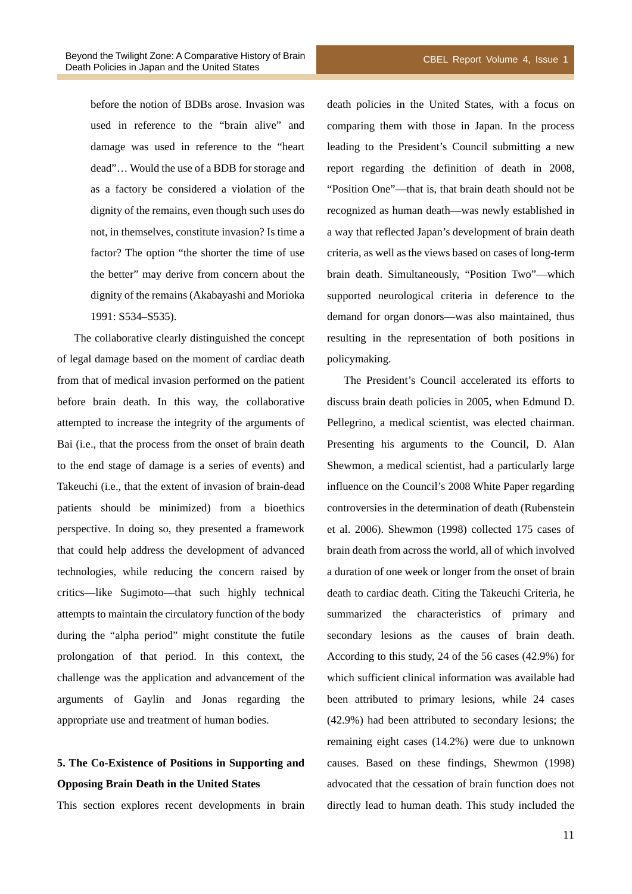before the notion of BDBs arose. Invasion was used in reference to the "brain alive" and damage was used in reference to the "heart dead"… Would the use of a BDB for storage and as a factory be considered a violation of the dignity of the remains, even though such uses do not, in themselves, constitute invasion? Is time a factor? The option "the shorter the time of use the better" may derive from concern about the dignity of the remains (Akabayashi and Morioka 1991: S534–S535).

The collaborative clearly distinguished the concept of legal damage based on the moment of cardiac death from that of medical invasion performed on the patient before brain death. In this way, the collaborative attempted to increase the integrity of the arguments of Bai (i.e., that the process from the onset of brain death to the end stage of damage is a series of events) and Takeuchi (i.e., that the extent of invasion of brain-dead patients should be minimized) from a bioethics perspective. In doing so, they presented a framework that could help address the development of advanced technologies, while reducing the concern raised by critics—like Sugimoto—that such highly technical attempts to maintain the circulatory function of the body during the "alpha period" might constitute the futile prolongation of that period. In this context, the challenge was the application and advancement of the arguments of Gaylin and Jonas regarding the appropriate use and treatment of human bodies.

## 5. The Co-Existence of Positions in Supporting and Opposing Brain Death in the United States

This section explores recent developments in brain death policies in the United States, with a focus on comparing them with those in Japan. In the process leading to the President's Council submitting a new report regarding the definition of death in 2008, "Position One"—that is, that brain death should not be recognized as human death—was newly established in a way that reflected Japan's development of brain death criteria, as well as the views based on cases of long-term brain death. Simultaneously, "Position Two"—which supported neurological criteria in deference to the demand for organ donors—was also maintained, thus resulting in the representation of both positions in policymaking.

The President's Council accelerated its efforts to discuss brain death policies in 2005, when Edmund D. Pellegrino, a medical scientist, was elected chairman. Presenting his arguments to the Council, D. Alan Shewmon, a medical scientist, had a particularly large influence on the Council's 2008 White Paper regarding controversies in the determination of death (Rubenstein et al. 2006). Shewmon (1998) collected 175 cases of brain death from across the world, all of which involved a duration of one week or longer from the onset of brain death to cardiac death. Citing the Takeuchi Criteria, he summarized the characteristics of primary and secondary lesions as the causes of brain death. According to this study, 24 of the 56 cases (42.9%) for which sufficient clinical information was available had been attributed to primary lesions, while 24 cases (42.9%) had been attributed to secondary lesions; the remaining eight cases (14.2%) were due to unknown causes. Based on these findings, Shewmon (1998) advocated that the cessation of brain function does not directly lead to human death. This study included the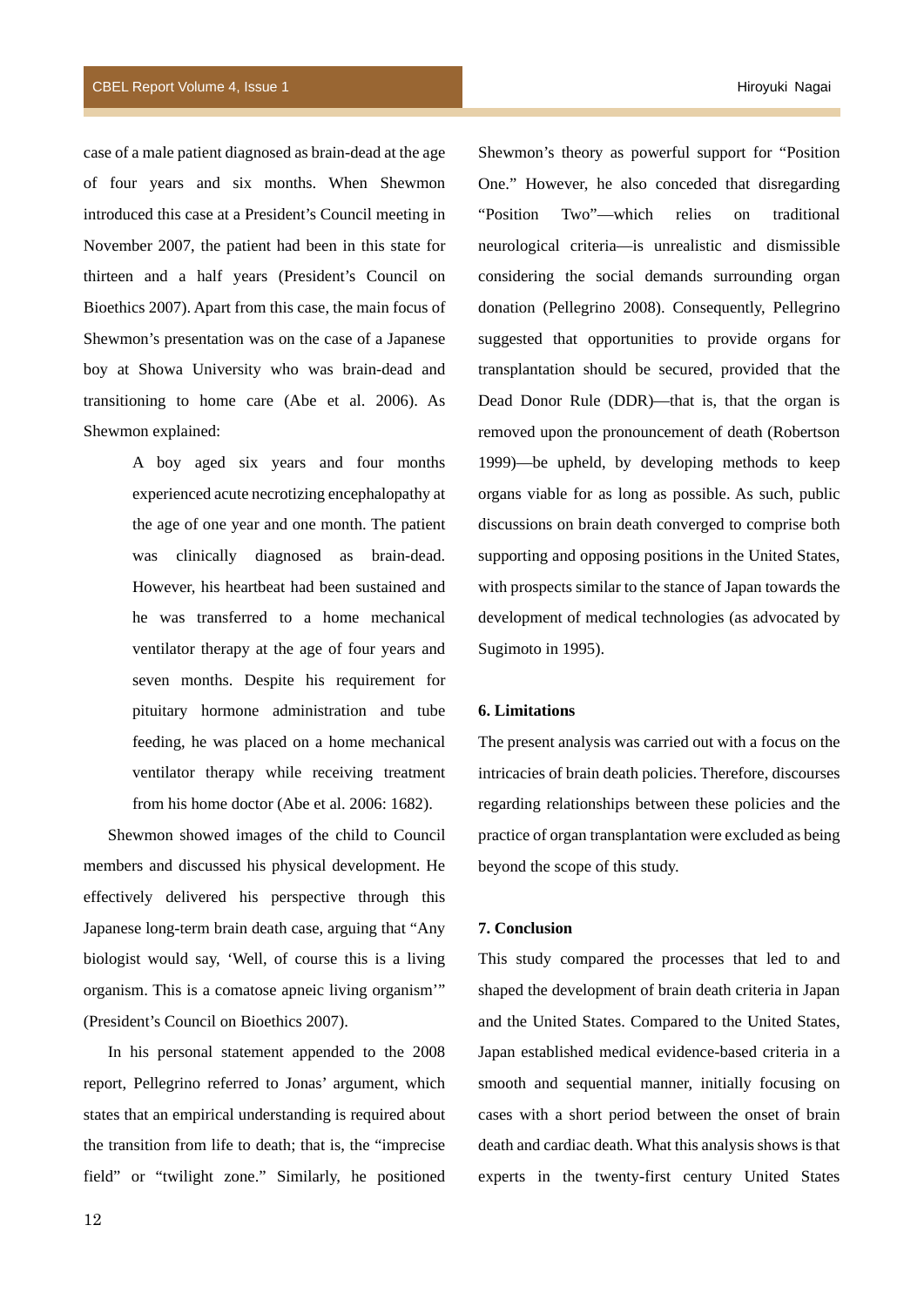case of a male patient diagnosed as brain-dead at the age of four years and six months. When Shewmon introduced this case at a President's Council meeting in November 2007, the patient had been in this state for thirteen and a half years (President's Council on Bioethics 2007). Apart from this case, the main focus of Shewmon's presentation was on the case of a Japanese boy at Showa University who was brain-dead and transitioning to home care (Abe et al. 2006). As Shewmon explained:

> A boy aged six years and four months experienced acute necrotizing encephalopathy at the age of one year and one month. The patient was clinically diagnosed as brain-dead. However, his heartbeat had been sustained and he was transferred to a home mechanical ventilator therapy at the age of four years and seven months. Despite his requirement for pituitary hormone administration and tube feeding, he was placed on a home mechanical ventilator therapy while receiving treatment from his home doctor (Abe et al. 2006: 1682).

Shewmon showed images of the child to Council members and discussed his physical development. He effectively delivered his perspective through this Japanese long-term brain death case, arguing that "Any biologist would say, 'Well, of course this is a living organism. This is a comatose apneic living organism'" (President's Council on Bioethics 2007).

In his personal statement appended to the 2008 report, Pellegrino referred to Jonas' argument, which states that an empirical understanding is required about the transition from life to death; that is, the "imprecise field" or "twilight zone." Similarly, he positioned Shewmon's theory as powerful support for "Position One." However, he also conceded that disregarding "Position Two"—which relies on traditional neurological criteria—is unrealistic and dismissible considering the social demands surrounding organ donation (Pellegrino 2008). Consequently, Pellegrino suggested that opportunities to provide organs for transplantation should be secured, provided that the Dead Donor Rule (DDR)—that is, that the organ is removed upon the pronouncement of death (Robertson 1999)—be upheld, by developing methods to keep organs viable for as long as possible. As such, public discussions on brain death converged to comprise both supporting and opposing positions in the United States, with prospects similar to the stance of Japan towards the development of medical technologies (as advocated by Sugimoto in 1995).

## 6. Limitations

The present analysis was carried out with a focus on the intricacies of brain death policies. Therefore, discourses regarding relationships between these policies and the practice of organ transplantation were excluded as being beyond the scope of this study.

## 7. Conclusion

This study compared the processes that led to and shaped the development of brain death criteria in Japan and the United States. Compared to the United States, Japan established medical evidence-based criteria in a smooth and sequential manner, initially focusing on cases with a short period between the onset of brain death and cardiac death. What this analysis shows is that experts in the twenty-first century United States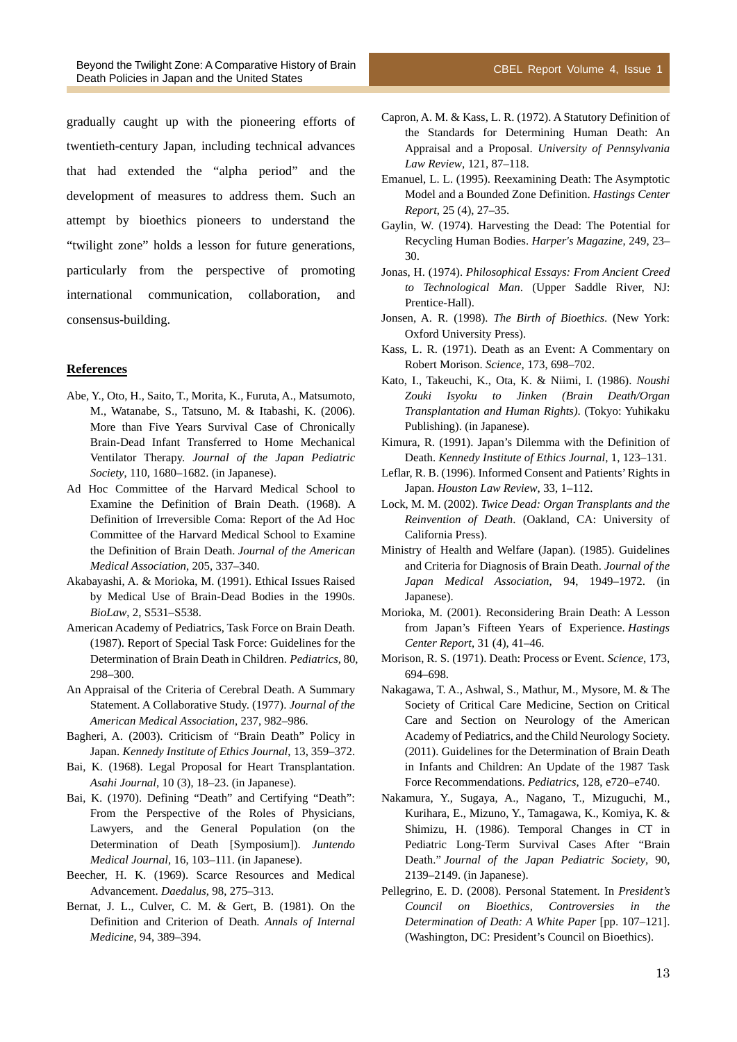gradually caught up with the pioneering efforts of twentieth-century Japan, including technical advances that had extended the "alpha period" and the development of measures to address them. Such an attempt by bioethics pioneers to understand the "twilight zone" holds a lesson for future generations, particularly from the perspective of promoting international communication, collaboration, and consensus-building.

## References

Abe, Y., Oto, H., Saito, T., Morita, K., Furuta, A., Matsumoto, M., Watanabe, S., Tatsuno, M. & Itabashi, K. (2006). More than Five Years Survival Case of Chronically Brain-Dead Infant Transferred to Home Mechanical Ventilator Therapy. *Journal of the Japan Pediatric Society*, 110, 1680–1682. (in Japanese).

Ad Hoc Committee of the Harvard Medical School to Examine the Definition of Brain Death. (1968). A Definition of Irreversible Coma: Report of the Ad Hoc Committee of the Harvard Medical School to Examine the Definition of Brain Death. *Journal of the American Medical Association*, 205, 337–340.

Akabayashi, A. & Morioka, M. (1991). Ethical Issues Raised by Medical Use of Brain-Dead Bodies in the 1990s. *BioLaw*, 2, S531–S538.

American Academy of Pediatrics, Task Force on Brain Death. (1987). Report of Special Task Force: Guidelines for the Determination of Brain Death in Children. *Pediatrics*, 80, 298–300.

An Appraisal of the Criteria of Cerebral Death. A Summary Statement. A Collaborative Study. (1977). *Journal of the American Medical Association*, 237, 982–986.

Bagheri, A. (2003). Criticism of "Brain Death" Policy in Japan. *Kennedy Institute of Ethics Journal*, 13, 359–372.

Bai, K. (1968). Legal Proposal for Heart Transplantation. *Asahi Journal*, 10 (3), 18–23. (in Japanese).

Bai, K. (1970). Defining "Death" and Certifying "Death": From the Perspective of the Roles of Physicians, Lawyers, and the General Population (on the Determination of Death [Symposium]). *Juntendo Medical Journal*, 16, 103–111. (in Japanese).

Beecher, H. K. (1969). Scarce Resources and Medical Advancement. *Daedalus*, 98, 275–313.

Bernat, J. L., Culver, C. M. & Gert, B. (1981). On the Definition and Criterion of Death. *Annals of Internal Medicine*, 94, 389–394.

Capron, A. M. & Kass, L. R. (1972). A Statutory Definition of the Standards for Determining Human Death: An Appraisal and a Proposal. *University of Pennsylvania Law Review*, 121, 87–118.

Emanuel, L. L. (1995). Reexamining Death: The Asymptotic Model and a Bounded Zone Definition. *Hastings Center Report*, 25 (4), 27–35.

Gaylin, W. (1974). Harvesting the Dead: The Potential for Recycling Human Bodies. *Harper's Magazine*, 249, 23–30.

Jonas, H. (1974). *Philosophical Essays: From Ancient Creed to Technological Man*. (Upper Saddle River, NJ: Prentice-Hall).

Jonsen, A. R. (1998). *The Birth of Bioethics*. (New York: Oxford University Press).

Kass, L. R. (1971). Death as an Event: A Commentary on Robert Morison. *Science*, 173, 698–702.

Kato, I., Takeuchi, K., Ota, K. & Niimi, I. (1986). *Noushi Zouki Isyoku to Jinken (Brain Death/Organ Transplantation and Human Rights)*. (Tokyo: Yuhikaku Publishing). (in Japanese).

Kimura, R. (1991). Japan's Dilemma with the Definition of Death. *Kennedy Institute of Ethics Journal*, 1, 123–131.

Leflar, R. B. (1996). Informed Consent and Patients' Rights in Japan. *Houston Law Review*, 33, 1–112.

Lock, M. M. (2002). *Twice Dead: Organ Transplants and the Reinvention of Death*. (Oakland, CA: University of California Press).

Ministry of Health and Welfare (Japan). (1985). Guidelines and Criteria for Diagnosis of Brain Death. *Journal of the Japan Medical Association*, 94, 1949–1972. (in Japanese).

Morioka, M. (2001). Reconsidering Brain Death: A Lesson from Japan's Fifteen Years of Experience. *Hastings Center Report*, 31 (4), 41–46.

Morison, R. S. (1971). Death: Process or Event. *Science*, 173, 694–698.

Nakagawa, T. A., Ashwal, S., Mathur, M., Mysore, M. & The Society of Critical Care Medicine, Section on Critical Care and Section on Neurology of the American Academy of Pediatrics, and the Child Neurology Society. (2011). Guidelines for the Determination of Brain Death in Infants and Children: An Update of the 1987 Task Force Recommendations. *Pediatrics*, 128, e720–e740.

Nakamura, Y., Sugaya, A., Nagano, T., Mizuguchi, M., Kurihara, E., Mizuno, Y., Tamagawa, K., Komiya, K. & Shimizu, H. (1986). Temporal Changes in CT in Pediatric Long-Term Survival Cases After "Brain Death." *Journal of the Japan Pediatric Society*, 90, 2139–2149. (in Japanese).

Pellegrino, E. D. (2008). Personal Statement. In *President's Council on Bioethics, Controversies in the Determination of Death: A White Paper* [pp. 107–121]. (Washington, DC: President's Council on Bioethics).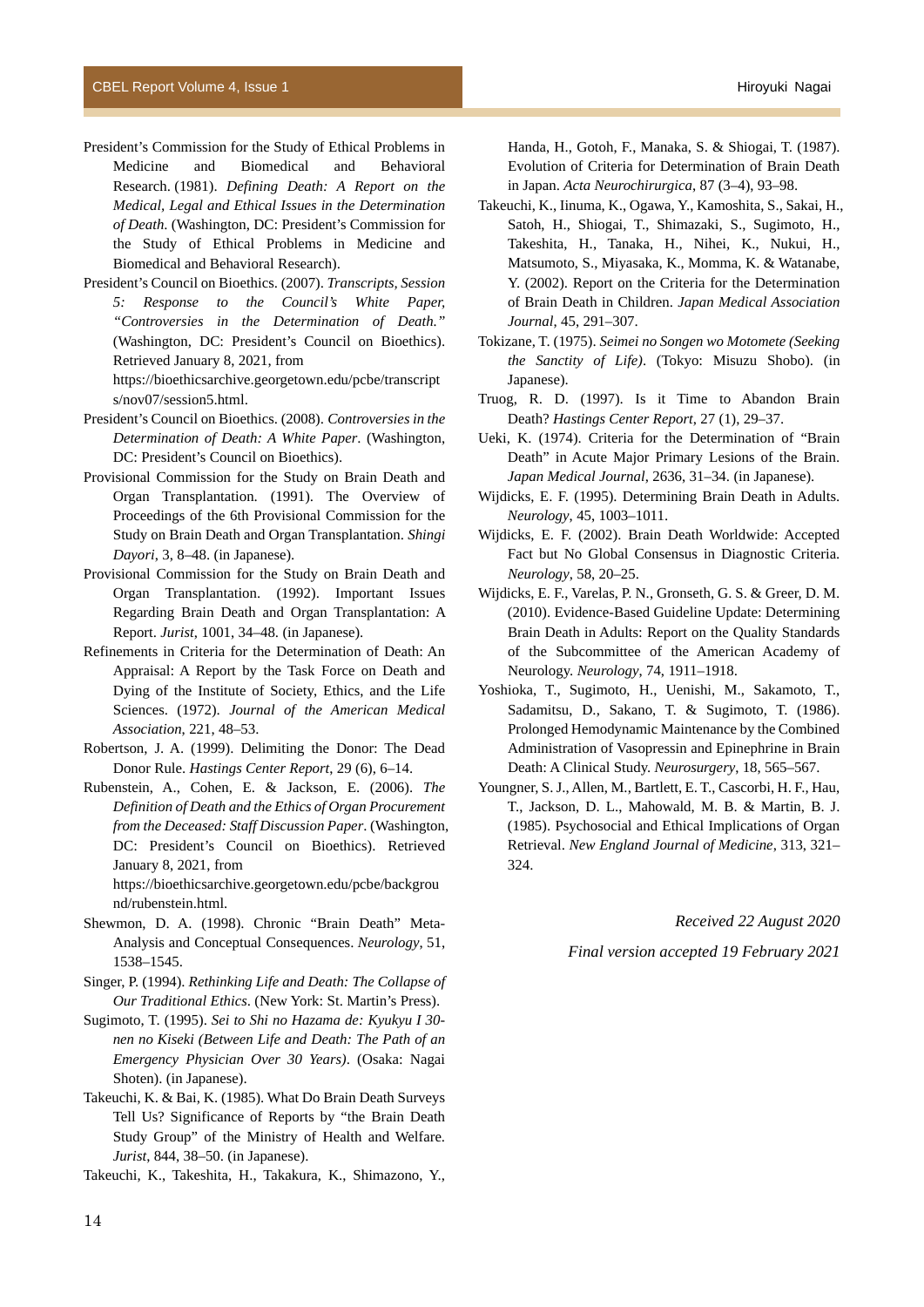President's Commission for the Study of Ethical Problems in Medicine and Biomedical and Behavioral Research. (1981). *Defining Death: A Report on the Medical, Legal and Ethical Issues in the Determination of Death*. (Washington, DC: President's Commission for the Study of Ethical Problems in Medicine and Biomedical and Behavioral Research).

President's Council on Bioethics. (2007). *Transcripts, Session 5: Response to the Council's White Paper, "Controversies in the Determination of Death."* (Washington, DC: President's Council on Bioethics). Retrieved January 8, 2021, from https://bioethicsarchive.georgetown.edu/pcbe/transcripts/nov07/session5.html.

President's Council on Bioethics. (2008). *Controversies in the Determination of Death: A White Paper*. (Washington, DC: President's Council on Bioethics).

Provisional Commission for the Study on Brain Death and Organ Transplantation. (1991). The Overview of Proceedings of the 6th Provisional Commission for the Study on Brain Death and Organ Transplantation. *Shingi Dayori*, 3, 8–48. (in Japanese).

Provisional Commission for the Study on Brain Death and Organ Transplantation. (1992). Important Issues Regarding Brain Death and Organ Transplantation: A Report. *Jurist*, 1001, 34–48. (in Japanese).

Refinements in Criteria for the Determination of Death: An Appraisal: A Report by the Task Force on Death and Dying of the Institute of Society, Ethics, and the Life Sciences. (1972). *Journal of the American Medical Association*, 221, 48–53.

Robertson, J. A. (1999). Delimiting the Donor: The Dead Donor Rule. *Hastings Center Report*, 29 (6), 6–14.

Rubenstein, A., Cohen, E. & Jackson, E. (2006). *The Definition of Death and the Ethics of Organ Procurement from the Deceased: Staff Discussion Paper*. (Washington, DC: President's Council on Bioethics). Retrieved January 8, 2021, from https://bioethicsarchive.georgetown.edu/pcbe/background/rubenstein.html.

Shewmon, D. A. (1998). Chronic "Brain Death" Meta-Analysis and Conceptual Consequences. *Neurology*, 51, 1538–1545.

Singer, P. (1994). *Rethinking Life and Death: The Collapse of Our Traditional Ethics*. (New York: St. Martin's Press).

Sugimoto, T. (1995). *Sei to Shi no Hazama de: Kyukyu I 30-nen no Kiseki (Between Life and Death: The Path of an Emergency Physician Over 30 Years)*. (Osaka: Nagai Shoten). (in Japanese).

Takeuchi, K. & Bai, K. (1985). What Do Brain Death Surveys Tell Us? Significance of Reports by "the Brain Death Study Group" of the Ministry of Health and Welfare. *Jurist*, 844, 38–50. (in Japanese).

Takeuchi, K., Takeshita, H., Takakura, K., Shimazono, Y., Handa, H., Gotoh, F., Manaka, S. & Shiogai, T. (1987). Evolution of Criteria for Determination of Brain Death in Japan. *Acta Neurochirurgica*, 87 (3–4), 93–98.

Takeuchi, K., Iinuma, K., Ogawa, Y., Kamoshita, S., Sakai, H., Satoh, H., Shiogai, T., Shimazaki, S., Sugimoto, H., Takeshita, H., Tanaka, H., Nihei, K., Nukui, H., Matsumoto, S., Miyasaka, K., Momma, K. & Watanabe, Y. (2002). Report on the Criteria for the Determination of Brain Death in Children. *Japan Medical Association Journal*, 45, 291–307.

Tokizane, T. (1975). *Seimei no Songen wo Motomete (Seeking the Sanctity of Life)*. (Tokyo: Misuzu Shobo). (in Japanese).

Truog, R. D. (1997). Is it Time to Abandon Brain Death? *Hastings Center Report*, 27 (1), 29–37.

Ueki, K. (1974). Criteria for the Determination of "Brain Death" in Acute Major Primary Lesions of the Brain. *Japan Medical Journal*, 2636, 31–34. (in Japanese).

Wijdicks, E. F. (1995). Determining Brain Death in Adults. *Neurology*, 45, 1003–1011.

Wijdicks, E. F. (2002). Brain Death Worldwide: Accepted Fact but No Global Consensus in Diagnostic Criteria. *Neurology*, 58, 20–25.

Wijdicks, E. F., Varelas, P. N., Gronseth, G. S. & Greer, D. M. (2010). Evidence-Based Guideline Update: Determining Brain Death in Adults: Report on the Quality Standards of the Subcommittee of the American Academy of Neurology. *Neurology*, 74, 1911–1918.

Yoshioka, T., Sugimoto, H., Uenishi, M., Sakamoto, T., Sadamitsu, D., Sakano, T. & Sugimoto, T. (1986). Prolonged Hemodynamic Maintenance by the Combined Administration of Vasopressin and Epinephrine in Brain Death: A Clinical Study. *Neurosurgery*, 18, 565–567.

Youngner, S. J., Allen, M., Bartlett, E. T., Cascorbi, H. F., Hau, T., Jackson, D. L., Mahowald, M. B. & Martin, B. J. (1985). Psychosocial and Ethical Implications of Organ Retrieval. *New England Journal of Medicine*, 313, 321–324.

*Received 22 August 2020*

*Final version accepted 19 February 2021*